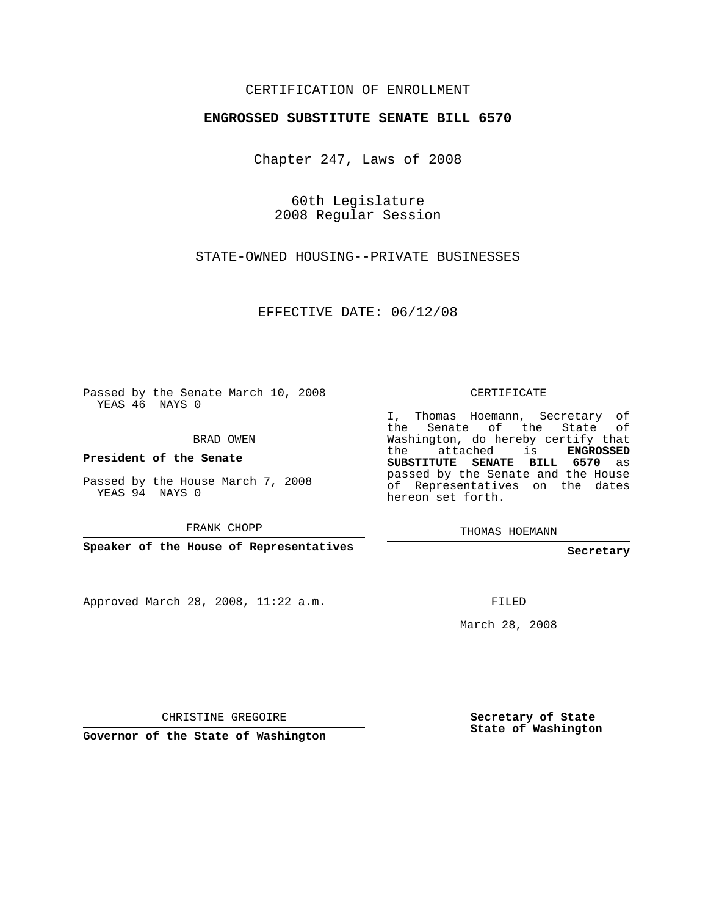CERTIFICATION OF ENROLLMENT

**ENGROSSED SUBSTITUTE SENATE BILL 6570**

Chapter 247, Laws of 2008

60th Legislature
2008 Regular Session

STATE-OWNED HOUSING--PRIVATE BUSINESSES

EFFECTIVE DATE: 06/12/08

Passed by the Senate March 10, 2008
YEAS 46 NAYS 0

BRAD OWEN

**President of the Senate**

Passed by the House March 7, 2008
YEAS 94 NAYS 0

FRANK CHOPP

**Speaker of the House of Representatives**

CERTIFICATE

I, Thomas Hoemann, Secretary of the Senate of the State of Washington, do hereby certify that the attached is **ENGROSSED SUBSTITUTE SENATE BILL 6570** as passed by the Senate and the House of Representatives on the dates hereon set forth.

THOMAS HOEMANN

**Secretary**

Approved March 28, 2008, 11:22 a.m.

FILED

March 28, 2008

CHRISTINE GREGOIRE

**Governor of the State of Washington**

**Secretary of State**
**State of Washington**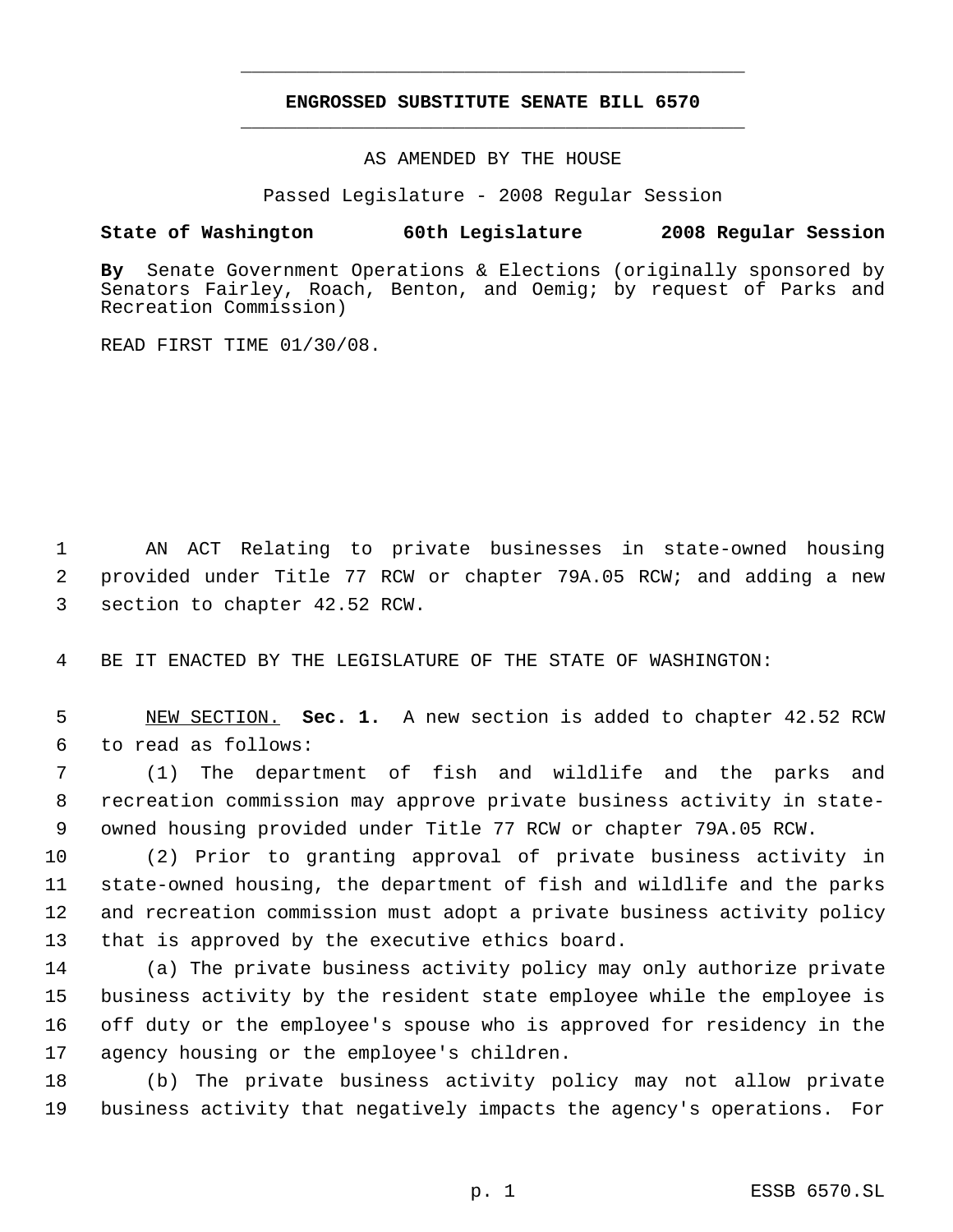**ENGROSSED SUBSTITUTE SENATE BILL 6570**

AS AMENDED BY THE HOUSE

Passed Legislature - 2008 Regular Session

**State of Washington 60th Legislature 2008 Regular Session**

**By** Senate Government Operations & Elections (originally sponsored by Senators Fairley, Roach, Benton, and Oemig; by request of Parks and Recreation Commission)

READ FIRST TIME 01/30/08.

AN ACT Relating to private businesses in state-owned housing provided under Title 77 RCW or chapter 79A.05 RCW; and adding a new section to chapter 42.52 RCW.

BE IT ENACTED BY THE LEGISLATURE OF THE STATE OF WASHINGTON:

NEW SECTION. **Sec. 1.** A new section is added to chapter 42.52 RCW to read as follows:

(1) The department of fish and wildlife and the parks and recreation commission may approve private business activity in state-owned housing provided under Title 77 RCW or chapter 79A.05 RCW.

(2) Prior to granting approval of private business activity in state-owned housing, the department of fish and wildlife and the parks and recreation commission must adopt a private business activity policy that is approved by the executive ethics board.

(a) The private business activity policy may only authorize private business activity by the resident state employee while the employee is off duty or the employee's spouse who is approved for residency in the agency housing or the employee's children.

(b) The private business activity policy may not allow private business activity that negatively impacts the agency's operations. For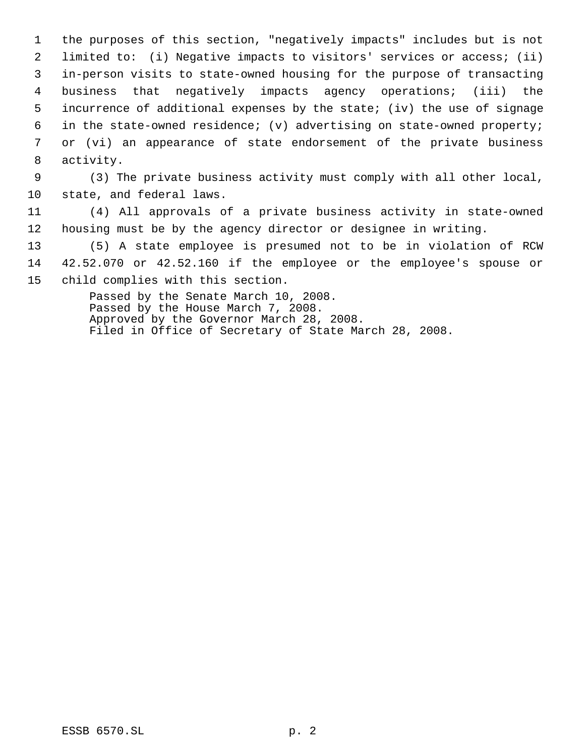the purposes of this section, "negatively impacts" includes but is not limited to: (i) Negative impacts to visitors' services or access; (ii) in-person visits to state-owned housing for the purpose of transacting business that negatively impacts agency operations; (iii) the incurrence of additional expenses by the state; (iv) the use of signage in the state-owned residence; (v) advertising on state-owned property; or (vi) an appearance of state endorsement of the private business activity.

(3) The private business activity must comply with all other local, state, and federal laws.

(4) All approvals of a private business activity in state-owned housing must be by the agency director or designee in writing.

(5) A state employee is presumed not to be in violation of RCW 42.52.070 or 42.52.160 if the employee or the employee's spouse or child complies with this section.

Passed by the Senate March 10, 2008.
Passed by the House March 7, 2008.
Approved by the Governor March 28, 2008.
Filed in Office of Secretary of State March 28, 2008.